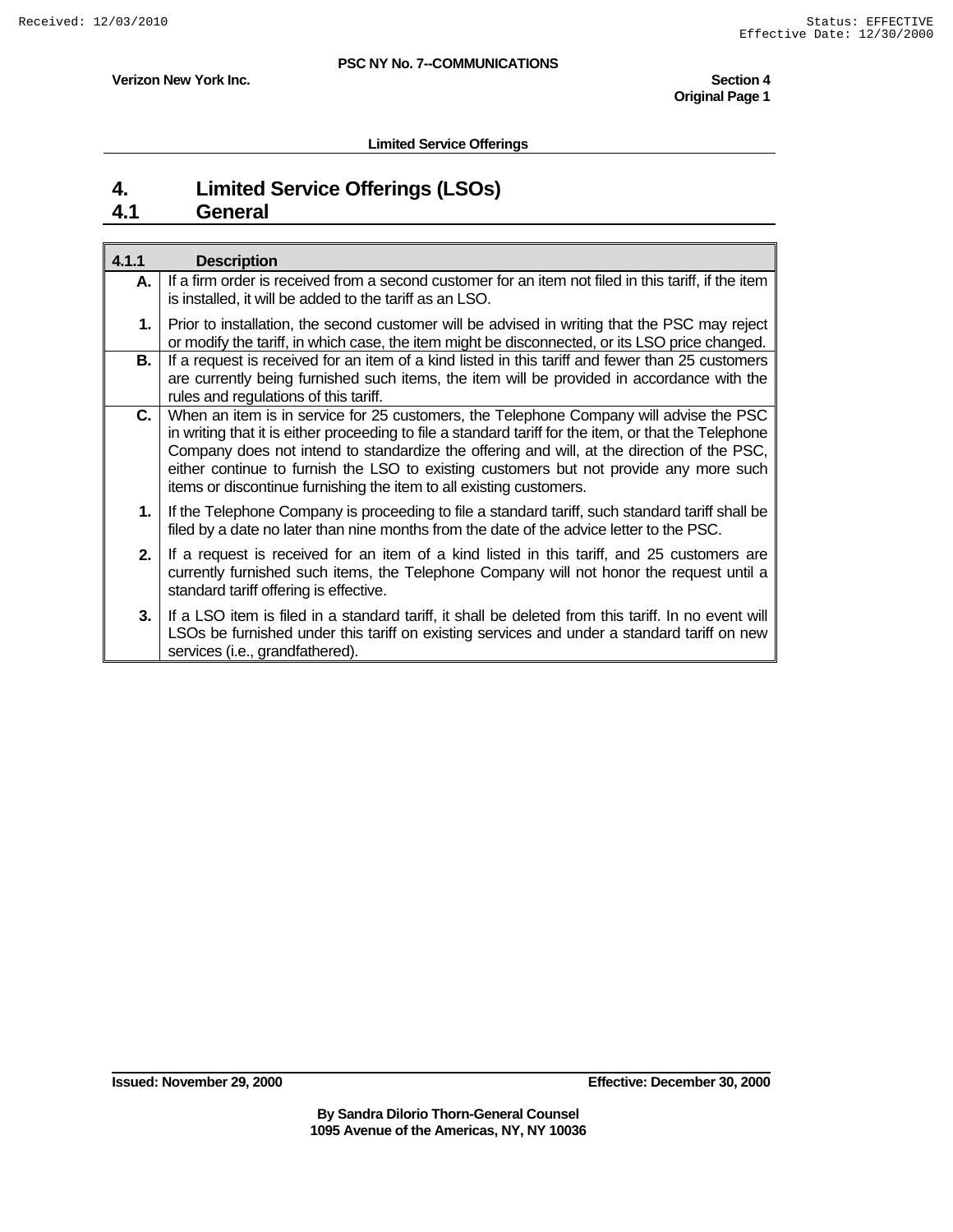# 4. Limited Service Offerings (LSOs)

## 4.1 General

| 4.1.1 | Description |
|---|---|
| A. | If a firm order is received from a second customer for an item not filed in this tariff, if the item is installed, it will be added to the tariff as an LSO. |
| 1. | Prior to installation, the second customer will be advised in writing that the PSC may reject or modify the tariff, in which case, the item might be disconnected, or its LSO price changed. |
| B. | If a request is received for an item of a kind listed in this tariff and fewer than 25 customers are currently being furnished such items, the item will be provided in accordance with the rules and regulations of this tariff. |
| C. | When an item is in service for 25 customers, the Telephone Company will advise the PSC in writing that it is either proceeding to file a standard tariff for the item, or that the Telephone Company does not intend to standardize the offering and will, at the direction of the PSC, either continue to furnish the LSO to existing customers but not provide any more such items or discontinue furnishing the item to all existing customers. |
| 1. | If the Telephone Company is proceeding to file a standard tariff, such standard tariff shall be filed by a date no later than nine months from the date of the advice letter to the PSC. |
| 2. | If a request is received for an item of a kind listed in this tariff, and 25 customers are currently furnished such items, the Telephone Company will not honor the request until a standard tariff offering is effective. |
| 3. | If a LSO item is filed in a standard tariff, it shall be deleted from this tariff. In no event will LSOs be furnished under this tariff on existing services and under a standard tariff on new services (i.e., grandfathered). |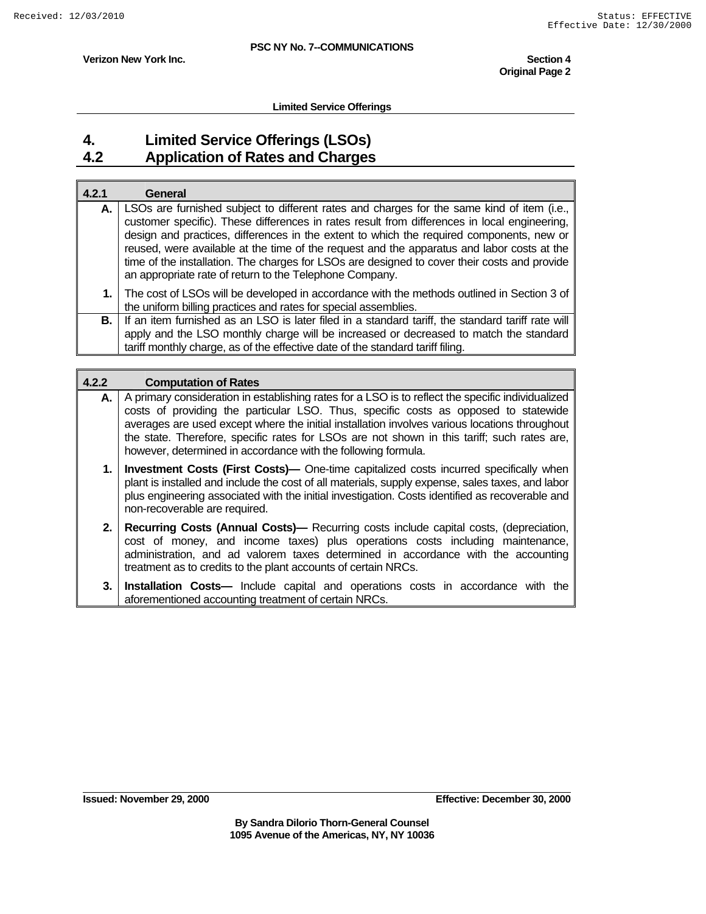Limited Service Offerings

# 4. Limited Service Offerings (LSOs)

## 4.2 Application of Rates and Charges

| 4.2.1 | General |
|---|---|
| A. | LSOs are furnished subject to different rates and charges for the same kind of item (i.e., customer specific). These differences in rates result from differences in local engineering, design and practices, differences in the extent to which the required components, new or reused, were available at the time of the request and the apparatus and labor costs at the time of the installation. The charges for LSOs are designed to cover their costs and provide an appropriate rate of return to the Telephone Company. |
| 1. | The cost of LSOs will be developed in accordance with the methods outlined in Section 3 of the uniform billing practices and rates for special assemblies. |
| B. | If an item furnished as an LSO is later filed in a standard tariff, the standard tariff rate will apply and the LSO monthly charge will be increased or decreased to match the standard tariff monthly charge, as of the effective date of the standard tariff filing. |

| 4.2.2 | Computation of Rates |
|---|---|
| A. | A primary consideration in establishing rates for a LSO is to reflect the specific individualized costs of providing the particular LSO. Thus, specific costs as opposed to statewide averages are used except where the initial installation involves various locations throughout the state. Therefore, specific rates for LSOs are not shown in this tariff; such rates are, however, determined in accordance with the following formula. |
| 1. | **Investment Costs (First Costs)—** One-time capitalized costs incurred specifically when plant is installed and include the cost of all materials, supply expense, sales taxes, and labor plus engineering associated with the initial investigation. Costs identified as recoverable and non-recoverable are required. |
| 2. | **Recurring Costs (Annual Costs)—** Recurring costs include capital costs, (depreciation, cost of money, and income taxes) plus operations costs including maintenance, administration, and ad valorem taxes determined in accordance with the accounting treatment as to credits to the plant accounts of certain NRCs. |
| 3. | **Installation Costs—** Include capital and operations costs in accordance with the aforementioned accounting treatment of certain NRCs. |